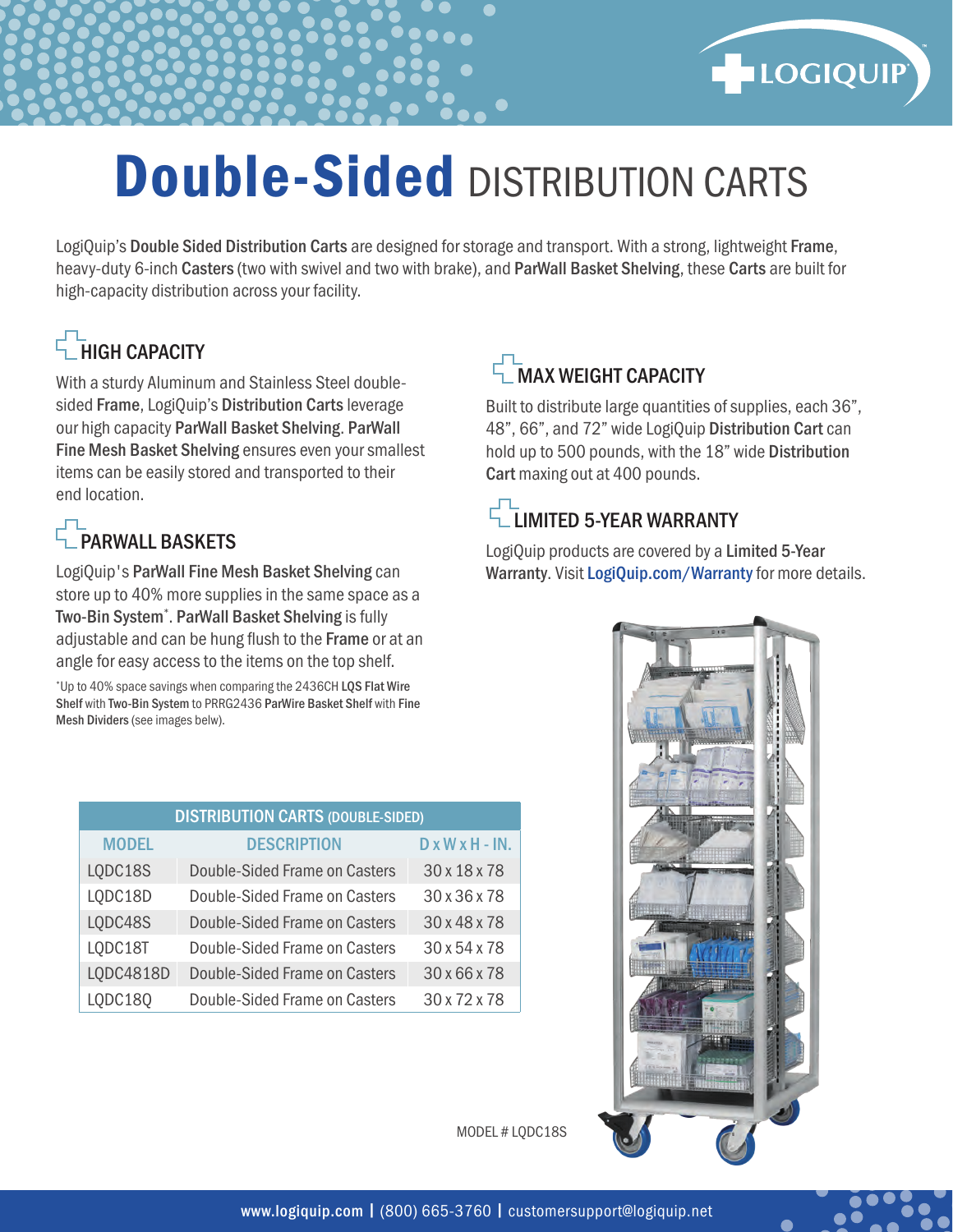# **Double-Sided** DISTRIBUTION CARTS

LogiQuip's **Double Sided Distribution Carts** are designed for storage and transport. With a strong, lightweight **Frame**, heavy-duty 6-inch **Casters** (two with swivel and two with brake), and **ParWall Basket Shelving**, these **Carts** are built for high-capacity distribution across your facility.

## HIGH CAPACITY

With a sturdy Aluminum and Stainless Steel double-sided **Frame**, LogiQuip's **Distribution Carts** leverage our high capacity **ParWall Basket Shelving**. **ParWall Fine Mesh Basket Shelving** ensures even your smallest items can be easily stored and transported to their end location.

## PARWALL BASKETS

LogiQuip's **ParWall Fine Mesh Basket Shelving** can store up to 40% more supplies in the same space as a **Two-Bin System***. **ParWall Basket Shelving** is fully adjustable and can be hung flush to the **Frame** or at an angle for easy access to the items on the top shelf.

*Up to 40% space savings when comparing the 2436CH **LQS Flat Wire Shelf** with **Two-Bin System** to PRRG2436 **ParWire Basket Shelf** with **Fine Mesh Dividers** (see images belw).

## MAX WEIGHT CAPACITY

Built to distribute large quantities of supplies, each 36", 48", 66", and 72" wide LogiQuip **Distribution Cart** can hold up to 500 pounds, with the 18" wide **Distribution Cart** maxing out at 400 pounds.

## LIMITED 5-YEAR WARRANTY

LogiQuip products are covered by a **Limited 5-Year Warranty**. Visit LogiQuip.com/Warranty for more details.

| DISTRIBUTION CARTS (DOUBLE-SIDED) | | |
|---|---|---|
| MODEL | DESCRIPTION | D x W x H - IN. |
| LQDC18S | Double-Sided Frame on Casters | 30 x 18 x 78 |
| LQDC18D | Double-Sided Frame on Casters | 30 x 36 x 78 |
| LQDC48S | Double-Sided Frame on Casters | 30 x 48 x 78 |
| LQDC18T | Double-Sided Frame on Casters | 30 x 54 x 78 |
| LQDC4818D | Double-Sided Frame on Casters | 30 x 66 x 78 |
| LQDC18Q | Double-Sided Frame on Casters | 30 x 72 x 78 |

MODEL # LQDC18S

www.logiquip.com | (800) 665-3760 | customersupport@logiquip.net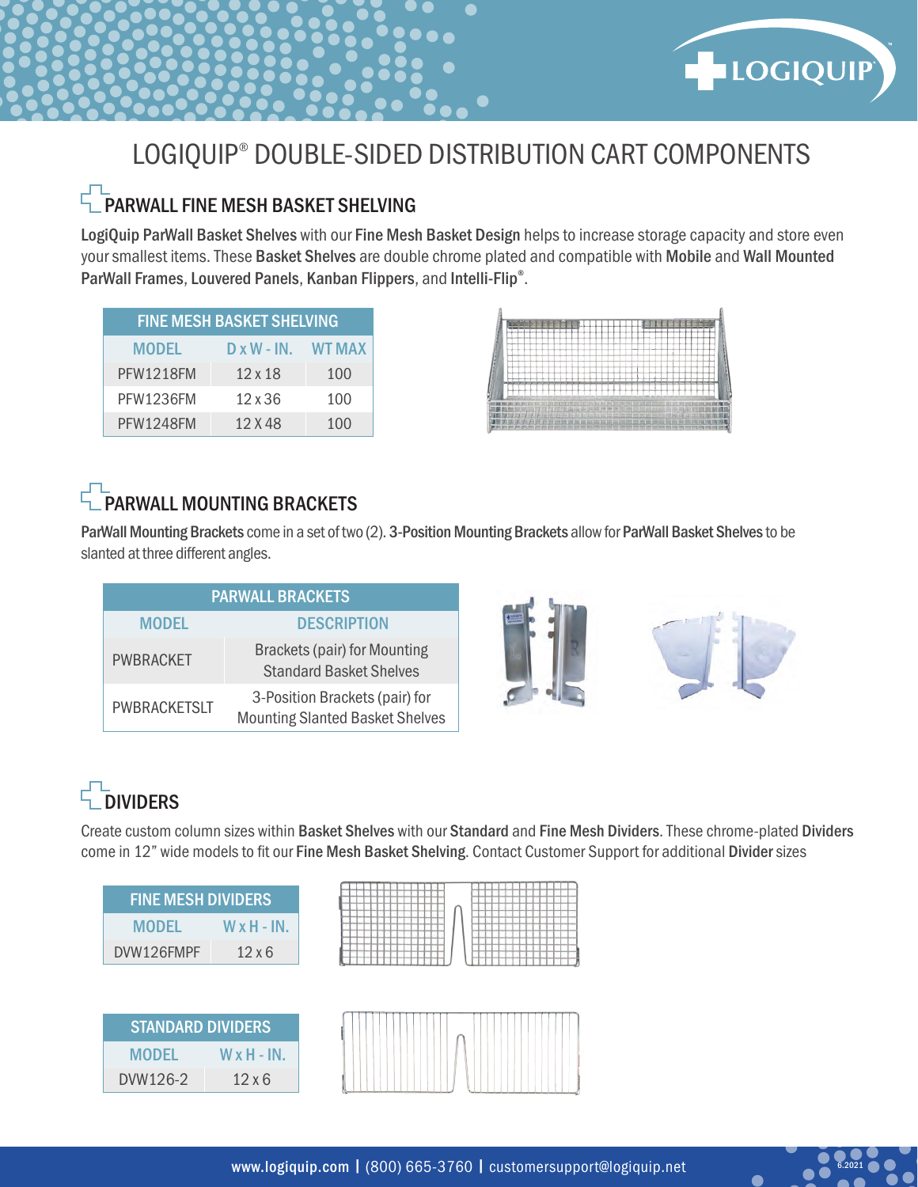# LOGIQUIP® DOUBLE-SIDED DISTRIBUTION CART COMPONENTS

## PARWALL FINE MESH BASKET SHELVING

**LogiQuip ParWall Basket Shelves** with our **Fine Mesh Basket Design** helps to increase storage capacity and store even your smallest items. These **Basket Shelves** are double chrome plated and compatible with **Mobile** and **Wall Mounted ParWall Frames**, **Louvered Panels**, **Kanban Flippers**, and **Intelli-Flip®**.

| FINE MESH BASKET SHELVING | | |
|---|---|---|
| MODEL | D x W - IN. | WT MAX |
| PFW1218FM | 12 x 18 | 100 |
| PFW1236FM | 12 x 36 | 100 |
| PFW1248FM | 12 X 48 | 100 |

## PARWALL MOUNTING BRACKETS

**ParWall Mounting Brackets** come in a set of two (2). **3-Position Mounting Brackets** allow for **ParWall Basket Shelves** to be slanted at three different angles.

| PARWALL BRACKETS | |
|---|---|
| MODEL | DESCRIPTION |
| PWBRACKET | Brackets (pair) for Mounting Standard Basket Shelves |
| PWBRACKETSLT | 3-Position Brackets (pair) for Mounting Slanted Basket Shelves |

## DIVIDERS

Create custom column sizes within **Basket Shelves** with our **Standard** and **Fine Mesh Dividers**. These chrome-plated **Dividers** come in 12" wide models to fit our **Fine Mesh Basket Shelving**. Contact Customer Support for additional **Divider** sizes

| FINE MESH DIVIDERS | |
|---|---|
| MODEL | W x H - IN. |
| DVW126FMPF | 12 x 6 |

| STANDARD DIVIDERS | |
|---|---|
| MODEL | W x H - IN. |
| DVW126-2 | 12 x 6 |

www.logiquip.com | (800) 665-3760 | customersupport@logiquip.net

6.2021